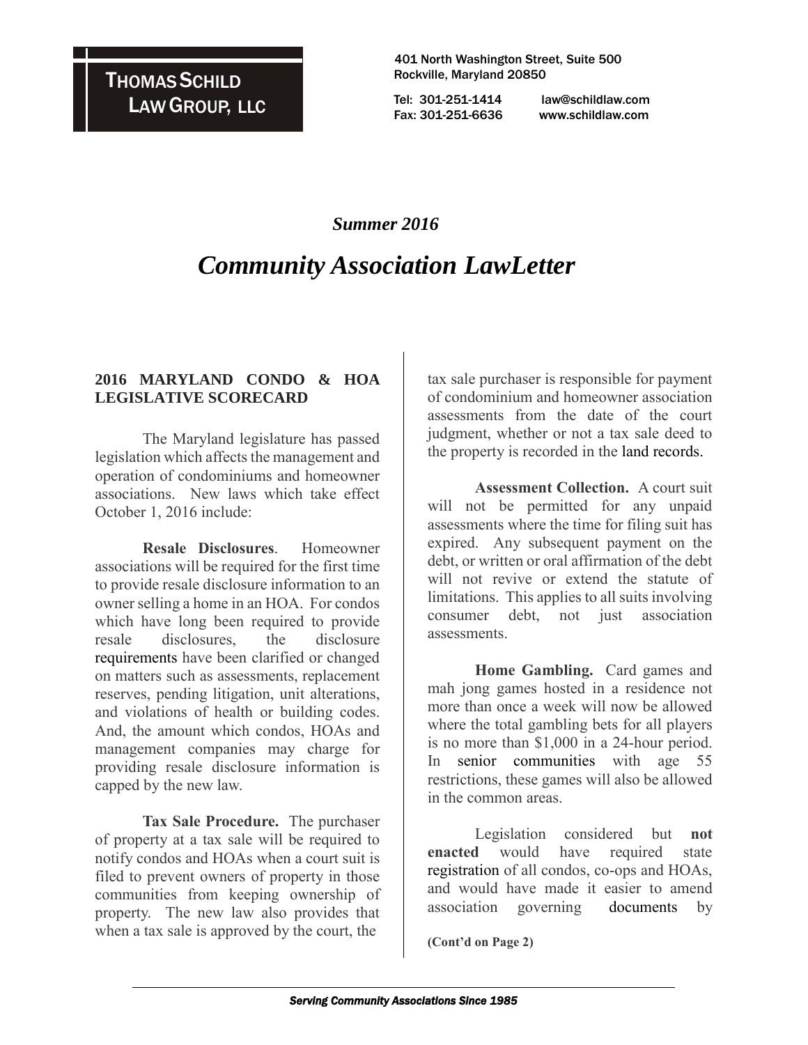**THOMAS SCHILD LAW GROUP, LLC**

401 North Washington Street, Suite 500
Rockville, Maryland 20850

Tel: 301-251-1414 law@schildlaw.com
Fax: 301-251-6636 www.schildlaw.com

***Summer 2016***

# *Community Association LawLetter*

## 2016 MARYLAND CONDO & HOA LEGISLATIVE SCORECARD

The Maryland legislature has passed legislation which affects the management and operation of condominiums and homeowner associations. New laws which take effect October 1, 2016 include:

**Resale Disclosures**. Homeowner associations will be required for the first time to provide resale disclosure information to an owner selling a home in an HOA. For condos which have long been required to provide resale disclosures, the disclosure requirements have been clarified or changed on matters such as assessments, replacement reserves, pending litigation, unit alterations, and violations of health or building codes. And, the amount which condos, HOAs and management companies may charge for providing resale disclosure information is capped by the new law.

**Tax Sale Procedure.** The purchaser of property at a tax sale will be required to notify condos and HOAs when a court suit is filed to prevent owners of property in those communities from keeping ownership of property. The new law also provides that when a tax sale is approved by the court, the tax sale purchaser is responsible for payment of condominium and homeowner association assessments from the date of the court judgment, whether or not a tax sale deed to the property is recorded in the land records.

**Assessment Collection.** A court suit will not be permitted for any unpaid assessments where the time for filing suit has expired. Any subsequent payment on the debt, or written or oral affirmation of the debt will not revive or extend the statute of limitations. This applies to all suits involving consumer debt, not just association assessments.

**Home Gambling.** Card games and mah jong games hosted in a residence not more than once a week will now be allowed where the total gambling bets for all players is no more than $1,000 in a 24-hour period. In senior communities with age 55 restrictions, these games will also be allowed in the common areas.

Legislation considered but **not enacted** would have required state registration of all condos, co-ops and HOAs, and would have made it easier to amend association governing documents by

**(Cont'd on Page 2)**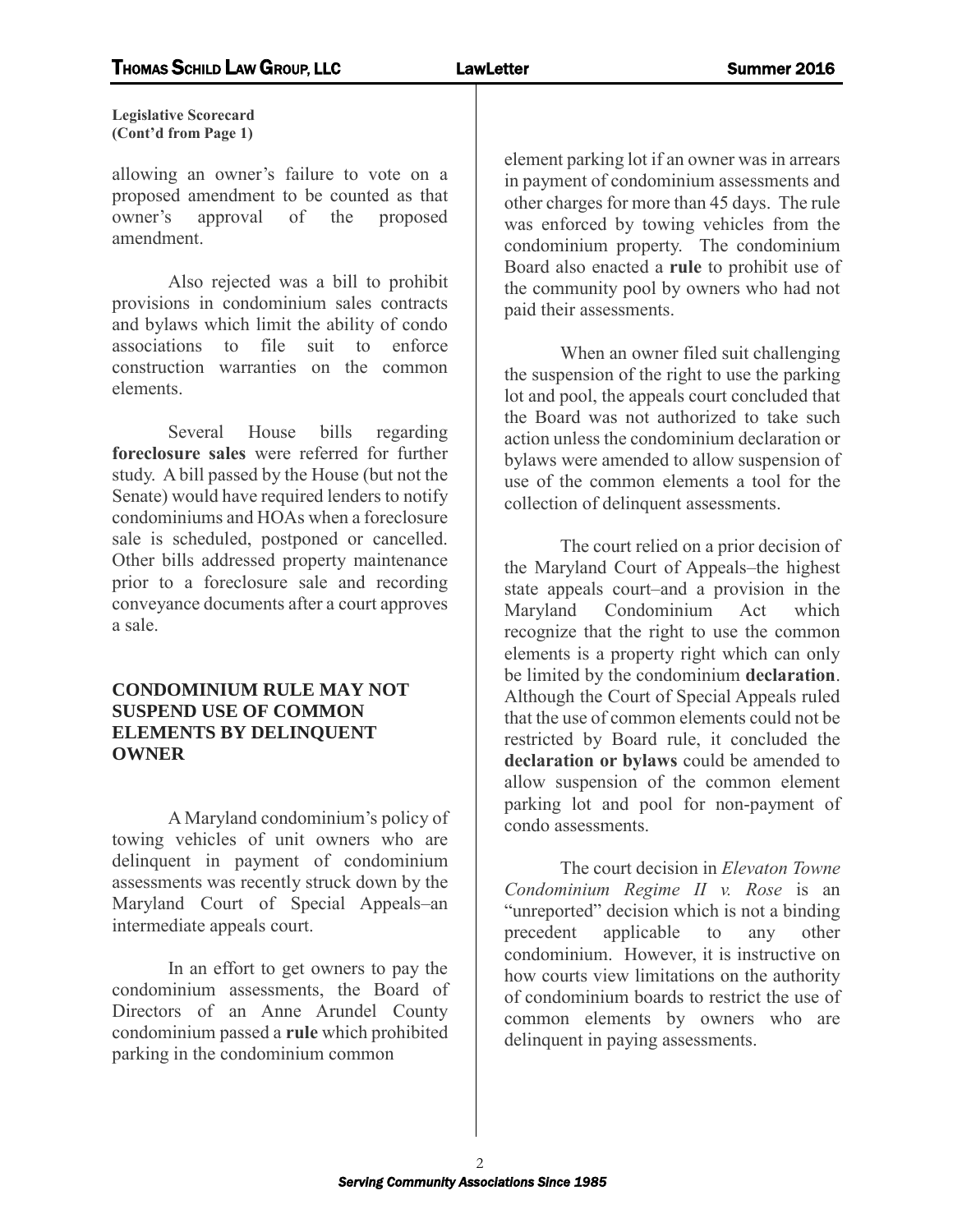**Legislative Scorecard (Cont'd from Page 1)**

allowing an owner's failure to vote on a proposed amendment to be counted as that owner's approval of the proposed amendment.

Also rejected was a bill to prohibit provisions in condominium sales contracts and bylaws which limit the ability of condo associations to file suit to enforce construction warranties on the common elements.

Several House bills regarding **foreclosure sales** were referred for further study. A bill passed by the House (but not the Senate) would have required lenders to notify condominiums and HOAs when a foreclosure sale is scheduled, postponed or cancelled. Other bills addressed property maintenance prior to a foreclosure sale and recording conveyance documents after a court approves a sale.

## CONDOMINIUM RULE MAY NOT SUSPEND USE OF COMMON ELEMENTS BY DELINQUENT OWNER

A Maryland condominium's policy of towing vehicles of unit owners who are delinquent in payment of condominium assessments was recently struck down by the Maryland Court of Special Appeals–an intermediate appeals court.

In an effort to get owners to pay the condominium assessments, the Board of Directors of an Anne Arundel County condominium passed a **rule** which prohibited parking in the condominium common element parking lot if an owner was in arrears in payment of condominium assessments and other charges for more than 45 days. The rule was enforced by towing vehicles from the condominium property. The condominium Board also enacted a **rule** to prohibit use of the community pool by owners who had not paid their assessments.

When an owner filed suit challenging the suspension of the right to use the parking lot and pool, the appeals court concluded that the Board was not authorized to take such action unless the condominium declaration or bylaws were amended to allow suspension of use of the common elements a tool for the collection of delinquent assessments.

The court relied on a prior decision of the Maryland Court of Appeals–the highest state appeals court–and a provision in the Maryland Condominium Act which recognize that the right to use the common elements is a property right which can only be limited by the condominium **declaration**. Although the Court of Special Appeals ruled that the use of common elements could not be restricted by Board rule, it concluded the **declaration or bylaws** could be amended to allow suspension of the common element parking lot and pool for non-payment of condo assessments.

The court decision in *Elevaton Towne Condominium Regime II v. Rose* is an "unreported" decision which is not a binding precedent applicable to any other condominium. However, it is instructive on how courts view limitations on the authority of condominium boards to restrict the use of common elements by owners who are delinquent in paying assessments.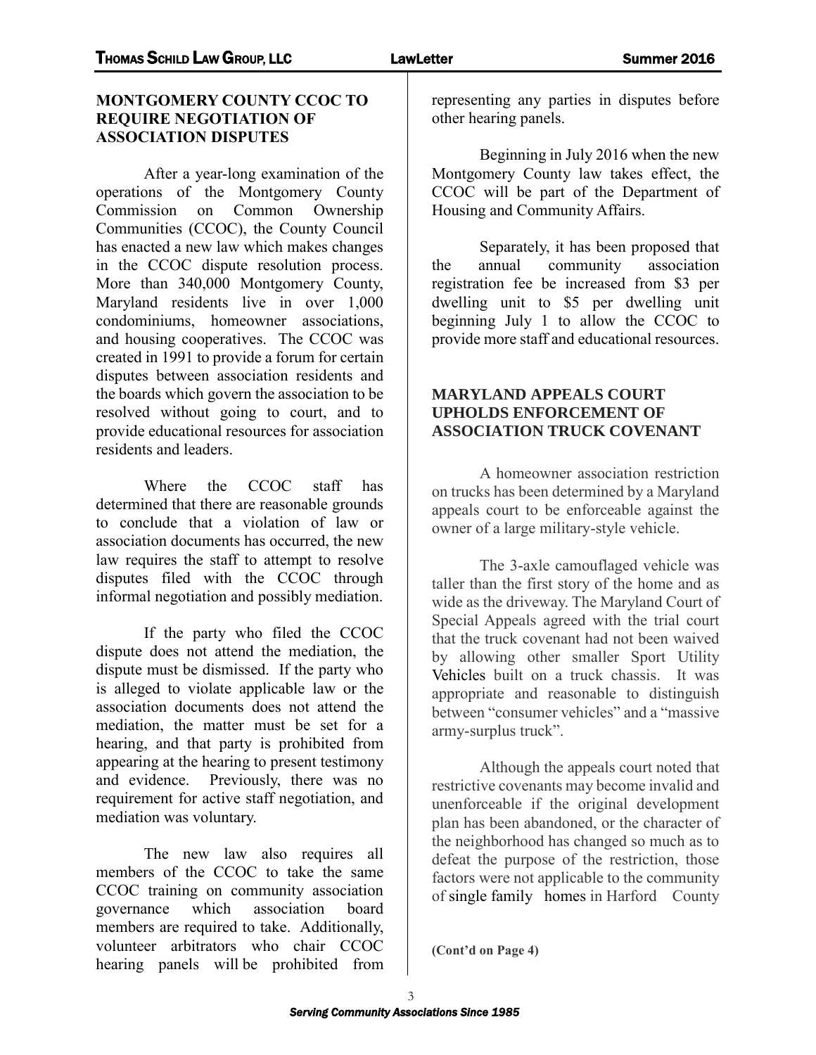## MONTGOMERY COUNTY CCOC TO REQUIRE NEGOTIATION OF ASSOCIATION DISPUTES

After a year-long examination of the operations of the Montgomery County Commission on Common Ownership Communities (CCOC), the County Council has enacted a new law which makes changes in the CCOC dispute resolution process. More than 340,000 Montgomery County, Maryland residents live in over 1,000 condominiums, homeowner associations, and housing cooperatives. The CCOC was created in 1991 to provide a forum for certain disputes between association residents and the boards which govern the association to be resolved without going to court, and to provide educational resources for association residents and leaders.

Where the CCOC staff has determined that there are reasonable grounds to conclude that a violation of law or association documents has occurred, the new law requires the staff to attempt to resolve disputes filed with the CCOC through informal negotiation and possibly mediation.

If the party who filed the CCOC dispute does not attend the mediation, the dispute must be dismissed. If the party who is alleged to violate applicable law or the association documents does not attend the mediation, the matter must be set for a hearing, and that party is prohibited from appearing at the hearing to present testimony and evidence. Previously, there was no requirement for active staff negotiation, and mediation was voluntary.

The new law also requires all members of the CCOC to take the same CCOC training on community association governance which association board members are required to take. Additionally, volunteer arbitrators who chair CCOC hearing panels will be prohibited from representing any parties in disputes before other hearing panels.

Beginning in July 2016 when the new Montgomery County law takes effect, the CCOC will be part of the Department of Housing and Community Affairs.

Separately, it has been proposed that the annual community association registration fee be increased from $3 per dwelling unit to $5 per dwelling unit beginning July 1 to allow the CCOC to provide more staff and educational resources.

## MARYLAND APPEALS COURT UPHOLDS ENFORCEMENT OF ASSOCIATION TRUCK COVENANT

A homeowner association restriction on trucks has been determined by a Maryland appeals court to be enforceable against the owner of a large military-style vehicle.

The 3-axle camouflaged vehicle was taller than the first story of the home and as wide as the driveway. The Maryland Court of Special Appeals agreed with the trial court that the truck covenant had not been waived by allowing other smaller Sport Utility Vehicles built on a truck chassis. It was appropriate and reasonable to distinguish between "consumer vehicles" and a "massive army-surplus truck".

Although the appeals court noted that restrictive covenants may become invalid and unenforceable if the original development plan has been abandoned, or the character of the neighborhood has changed so much as to defeat the purpose of the restriction, those factors were not applicable to the community of single family homes in Harford County

**(Cont'd on Page 4)**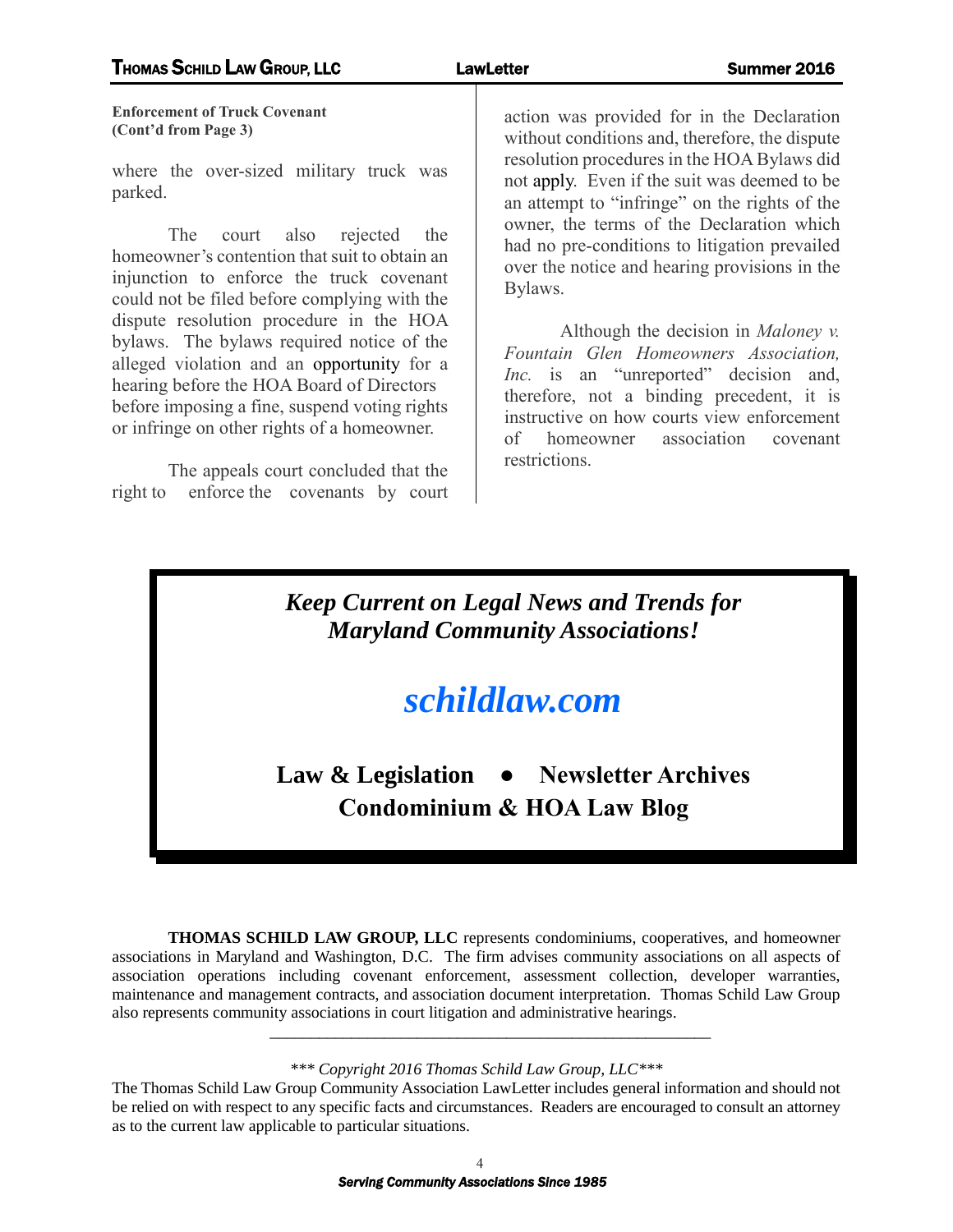**Enforcement of Truck Covenant**
**(Cont'd from Page 3)**

where the over-sized military truck was parked.

The court also rejected the homeowner's contention that suit to obtain an injunction to enforce the truck covenant could not be filed before complying with the dispute resolution procedure in the HOA bylaws. The bylaws required notice of the alleged violation and an opportunity for a hearing before the HOA Board of Directors before imposing a fine, suspend voting rights or infringe on other rights of a homeowner.

The appeals court concluded that the right to enforce the covenants by court action was provided for in the Declaration without conditions and, therefore, the dispute resolution procedures in the HOA Bylaws did not apply. Even if the suit was deemed to be an attempt to "infringe" on the rights of the owner, the terms of the Declaration which had no pre-conditions to litigation prevailed over the notice and hearing provisions in the Bylaws.

Although the decision in *Maloney v. Fountain Glen Homeowners Association, Inc.* is an "unreported" decision and, therefore, not a binding precedent, it is instructive on how courts view enforcement of homeowner association covenant restrictions.

***Keep Current on Legal News and Trends for Maryland Community Associations!***

***schildlaw.com***

**Law & Legislation ● Newsletter Archives**
**Condominium & HOA Law Blog**

**THOMAS SCHILD LAW GROUP, LLC** represents condominiums, cooperatives, and homeowner associations in Maryland and Washington, D.C. The firm advises community associations on all aspects of association operations including covenant enforcement, assessment collection, developer warranties, maintenance and management contracts, and association document interpretation. Thomas Schild Law Group also represents community associations in court litigation and administrative hearings.

---

**\*** *Copyright 2016 Thomas Schild Law Group, LLC* **\***

The Thomas Schild Law Group Community Association LawLetter includes general information and should not be relied on with respect to any specific facts and circumstances. Readers are encouraged to consult an attorney as to the current law applicable to particular situations.

***Serving Community Associations Since 1985***